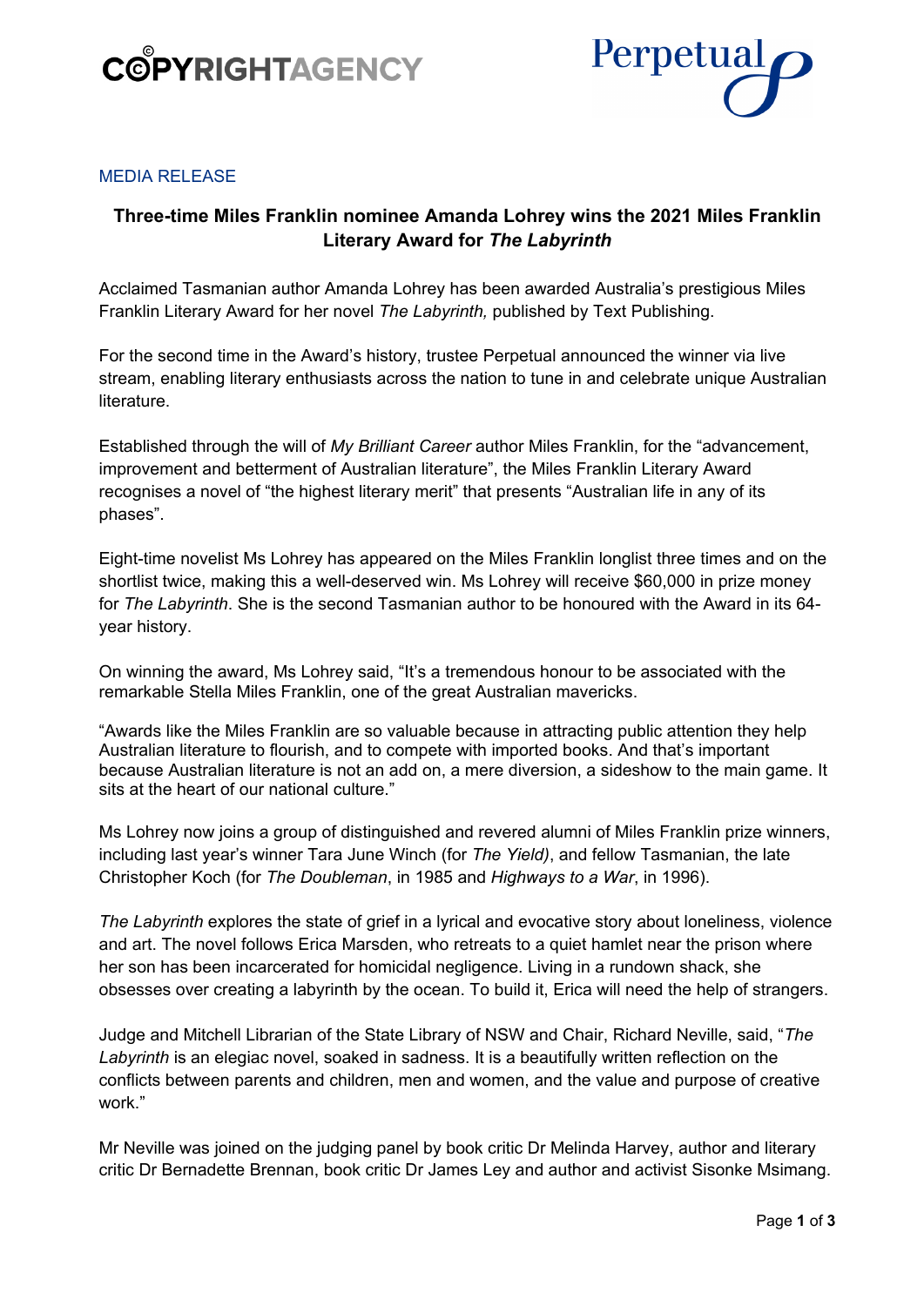COPYRIGHTAGENCY

Perpetual

MEDIA RELEASE

## Three-time Miles Franklin nominee Amanda Lohrey wins the 2021 Miles Franklin Literary Award for *The Labyrinth*

Acclaimed Tasmanian author Amanda Lohrey has been awarded Australia's prestigious Miles Franklin Literary Award for her novel *The Labyrinth,* published by Text Publishing.

For the second time in the Award's history, trustee Perpetual announced the winner via live stream, enabling literary enthusiasts across the nation to tune in and celebrate unique Australian literature.

Established through the will of *My Brilliant Career* author Miles Franklin, for the "advancement, improvement and betterment of Australian literature", the Miles Franklin Literary Award recognises a novel of "the highest literary merit" that presents "Australian life in any of its phases".

Eight-time novelist Ms Lohrey has appeared on the Miles Franklin longlist three times and on the shortlist twice, making this a well-deserved win. Ms Lohrey will receive $60,000 in prize money for *The Labyrinth*. She is the second Tasmanian author to be honoured with the Award in its 64-year history.

On winning the award, Ms Lohrey said, "It's a tremendous honour to be associated with the remarkable Stella Miles Franklin, one of the great Australian mavericks.

"Awards like the Miles Franklin are so valuable because in attracting public attention they help Australian literature to flourish, and to compete with imported books. And that's important because Australian literature is not an add on, a mere diversion, a sideshow to the main game. It sits at the heart of our national culture."

Ms Lohrey now joins a group of distinguished and revered alumni of Miles Franklin prize winners, including last year's winner Tara June Winch (for *The Yield)*, and fellow Tasmanian, the late Christopher Koch (for *The Doubleman*, in 1985 and *Highways to a War*, in 1996).

*The Labyrinth* explores the state of grief in a lyrical and evocative story about loneliness, violence and art. The novel follows Erica Marsden, who retreats to a quiet hamlet near the prison where her son has been incarcerated for homicidal negligence. Living in a rundown shack, she obsesses over creating a labyrinth by the ocean. To build it, Erica will need the help of strangers.

Judge and Mitchell Librarian of the State Library of NSW and Chair, Richard Neville, said, "*The Labyrinth* is an elegiac novel, soaked in sadness. It is a beautifully written reflection on the conflicts between parents and children, men and women, and the value and purpose of creative work."

Mr Neville was joined on the judging panel by book critic Dr Melinda Harvey, author and literary critic Dr Bernadette Brennan, book critic Dr James Ley and author and activist Sisonke Msimang.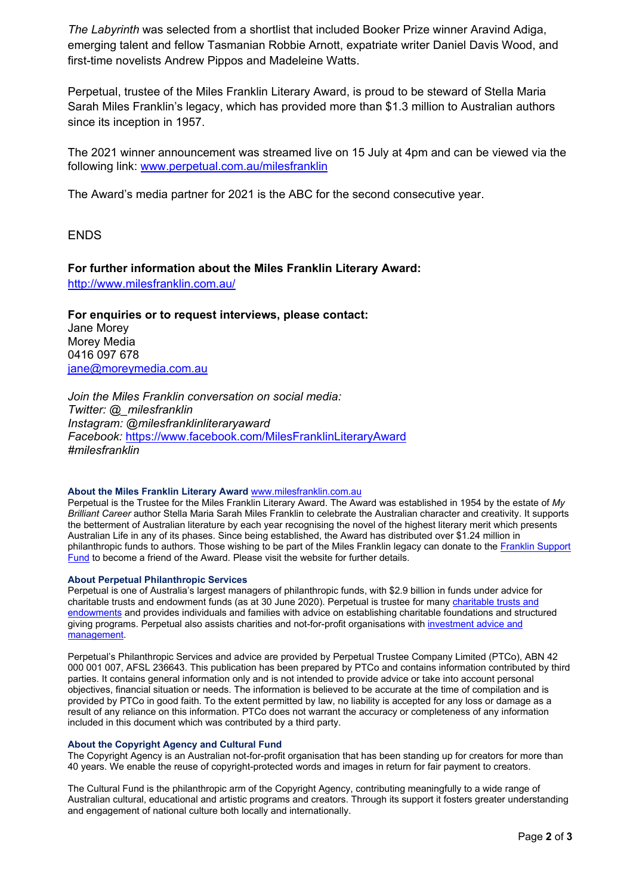*The Labyrinth* was selected from a shortlist that included Booker Prize winner Aravind Adiga, emerging talent and fellow Tasmanian Robbie Arnott, expatriate writer Daniel Davis Wood, and first-time novelists Andrew Pippos and Madeleine Watts.

Perpetual, trustee of the Miles Franklin Literary Award, is proud to be steward of Stella Maria Sarah Miles Franklin's legacy, which has provided more than $1.3 million to Australian authors since its inception in 1957.

The 2021 winner announcement was streamed live on 15 July at 4pm and can be viewed via the following link: [www.perpetual.com.au/milesfranklin](www.perpetual.com.au/milesfranklin)

The Award's media partner for 2021 is the ABC for the second consecutive year.

ENDS

**For further information about the Miles Franklin Literary Award:**
[http://www.milesfranklin.com.au/](http://www.milesfranklin.com.au/)

**For enquiries or to request interviews, please contact:**
Jane Morey
Morey Media
0416 097 678
[jane@moreymedia.com.au](mailto:jane@moreymedia.com.au)

*Join the Miles Franklin conversation on social media:*
*Twitter: @_milesfranklin*
*Instagram: @milesfranklinliteraryaward*
*Facebook:* [https://www.facebook.com/MilesFranklinLiteraryAward](https://www.facebook.com/MilesFranklinLiteraryAward)
*#milesfranklin*

**About the Miles Franklin Literary Award** [www.milesfranklin.com.au](www.milesfranklin.com.au)
Perpetual is the Trustee for the Miles Franklin Literary Award. The Award was established in 1954 by the estate of *My Brilliant Career* author Stella Maria Sarah Miles Franklin to celebrate the Australian character and creativity. It supports the betterment of Australian literature by each year recognising the novel of the highest literary merit which presents Australian Life in any of its phases. Since being established, the Award has distributed over $1.24 million in philanthropic funds to authors. Those wishing to be part of the Miles Franklin legacy can donate to the Franklin Support Fund to become a friend of the Award. Please visit the website for further details.

**About Perpetual Philanthropic Services**
Perpetual is one of Australia's largest managers of philanthropic funds, with $2.9 billion in funds under advice for charitable trusts and endowment funds (as at 30 June 2020). Perpetual is trustee for many charitable trusts and endowments and provides individuals and families with advice on establishing charitable foundations and structured giving programs. Perpetual also assists charities and not-for-profit organisations with investment advice and management.

Perpetual's Philanthropic Services and advice are provided by Perpetual Trustee Company Limited (PTCo), ABN 42 000 001 007, AFSL 236643. This publication has been prepared by PTCo and contains information contributed by third parties. It contains general information only and is not intended to provide advice or take into account personal objectives, financial situation or needs. The information is believed to be accurate at the time of compilation and is provided by PTCo in good faith. To the extent permitted by law, no liability is accepted for any loss or damage as a result of any reliance on this information. PTCo does not warrant the accuracy or completeness of any information included in this document which was contributed by a third party.

**About the Copyright Agency and Cultural Fund**
The Copyright Agency is an Australian not-for-profit organisation that has been standing up for creators for more than 40 years. We enable the reuse of copyright-protected words and images in return for fair payment to creators.

The Cultural Fund is the philanthropic arm of the Copyright Agency, contributing meaningfully to a wide range of Australian cultural, educational and artistic programs and creators. Through its support it fosters greater understanding and engagement of national culture both locally and internationally.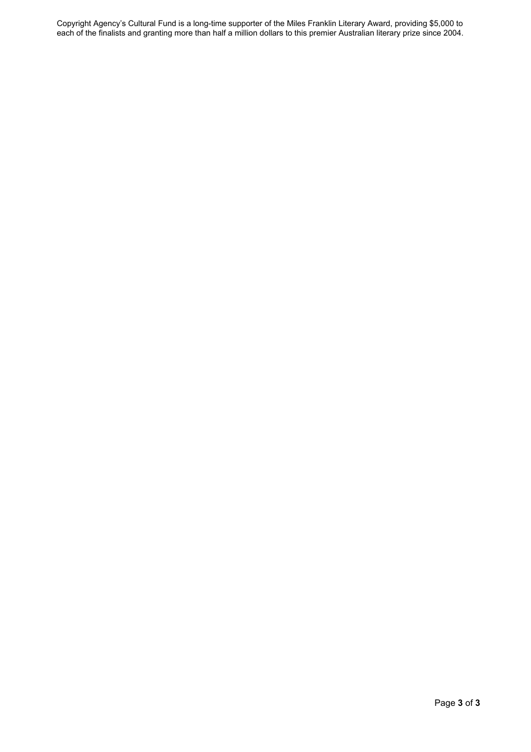Copyright Agency's Cultural Fund is a long-time supporter of the Miles Franklin Literary Award, providing $5,000 to each of the finalists and granting more than half a million dollars to this premier Australian literary prize since 2004.